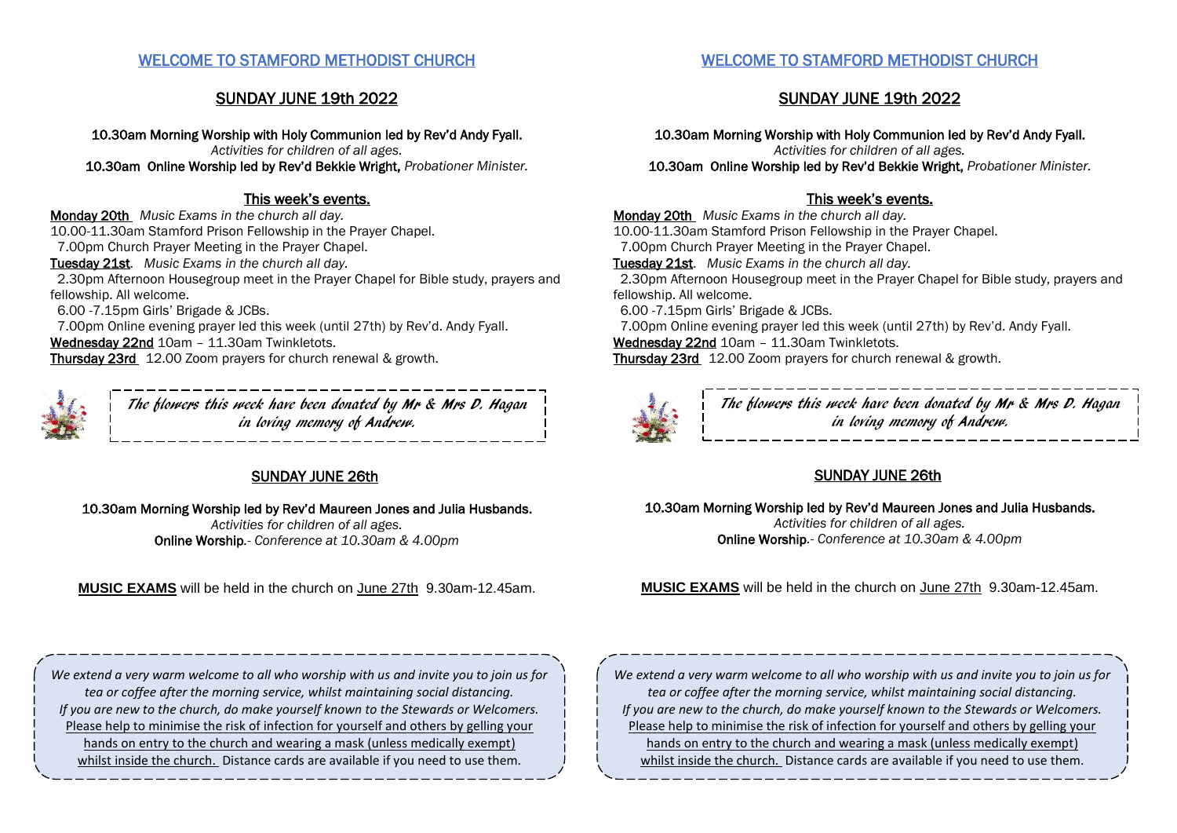## WELCOME TO STAMFORD METHODIST CHURCH

### SUNDAY JUNE 19th 2022

10.30am Morning Worship with Holy Communion led by Rev'd Andy Fyall.
*Activities for children of all ages.*
10.30am Online Worship led by Rev'd Bekkie Wright, *Probationer Minister.*

### This week's events.

Monday 20th *Music Exams in the church all day.*
10.00-11.30am Stamford Prison Fellowship in the Prayer Chapel.
7.00pm Church Prayer Meeting in the Prayer Chapel.
Tuesday 21st. *Music Exams in the church all day.*
2.30pm Afternoon Housegroup meet in the Prayer Chapel for Bible study, prayers and fellowship. All welcome.
6.00 -7.15pm Girls' Brigade & JCBs.
7.00pm Online evening prayer led this week (until 27th) by Rev'd. Andy Fyall.
Wednesday 22nd 10am – 11.30am Twinkletots.
Thursday 23rd 12.00 Zoom prayers for church renewal & growth.

*The flowers this week have been donated by Mr & Mrs D. Hagan in loving memory of Andrew.*

### SUNDAY JUNE 26th

10.30am Morning Worship led by Rev'd Maureen Jones and Julia Husbands.
*Activities for children of all ages.*
Online Worship.- *Conference at 10.30am & 4.00pm*

**MUSIC EXAMS** will be held in the church on June 27th 9.30am-12.45am.

*We extend a very warm welcome to all who worship with us and invite you to join us for tea or coffee after the morning service, whilst maintaining social distancing.*
*If you are new to the church, do make yourself known to the Stewards or Welcomers.*
Please help to minimise the risk of infection for yourself and others by gelling your hands on entry to the church and wearing a mask (unless medically exempt) whilst inside the church. Distance cards are available if you need to use them.

## WELCOME TO STAMFORD METHODIST CHURCH

### SUNDAY JUNE 19th 2022

10.30am Morning Worship with Holy Communion led by Rev'd Andy Fyall.
*Activities for children of all ages.*
10.30am Online Worship led by Rev'd Bekkie Wright, *Probationer Minister.*

### This week's events.

Monday 20th *Music Exams in the church all day.*
10.00-11.30am Stamford Prison Fellowship in the Prayer Chapel.
7.00pm Church Prayer Meeting in the Prayer Chapel.
Tuesday 21st. *Music Exams in the church all day.*
2.30pm Afternoon Housegroup meet in the Prayer Chapel for Bible study, prayers and fellowship. All welcome.
6.00 -7.15pm Girls' Brigade & JCBs.
7.00pm Online evening prayer led this week (until 27th) by Rev'd. Andy Fyall.
Wednesday 22nd 10am – 11.30am Twinkletots.
Thursday 23rd 12.00 Zoom prayers for church renewal & growth.

*The flowers this week have been donated by Mr & Mrs D. Hagan in loving memory of Andrew.*

### SUNDAY JUNE 26th

10.30am Morning Worship led by Rev'd Maureen Jones and Julia Husbands.
*Activities for children of all ages.*
Online Worship.- *Conference at 10.30am & 4.00pm*

**MUSIC EXAMS** will be held in the church on June 27th 9.30am-12.45am.

*We extend a very warm welcome to all who worship with us and invite you to join us for tea or coffee after the morning service, whilst maintaining social distancing.*
*If you are new to the church, do make yourself known to the Stewards or Welcomers.*
Please help to minimise the risk of infection for yourself and others by gelling your hands on entry to the church and wearing a mask (unless medically exempt) whilst inside the church. Distance cards are available if you need to use them.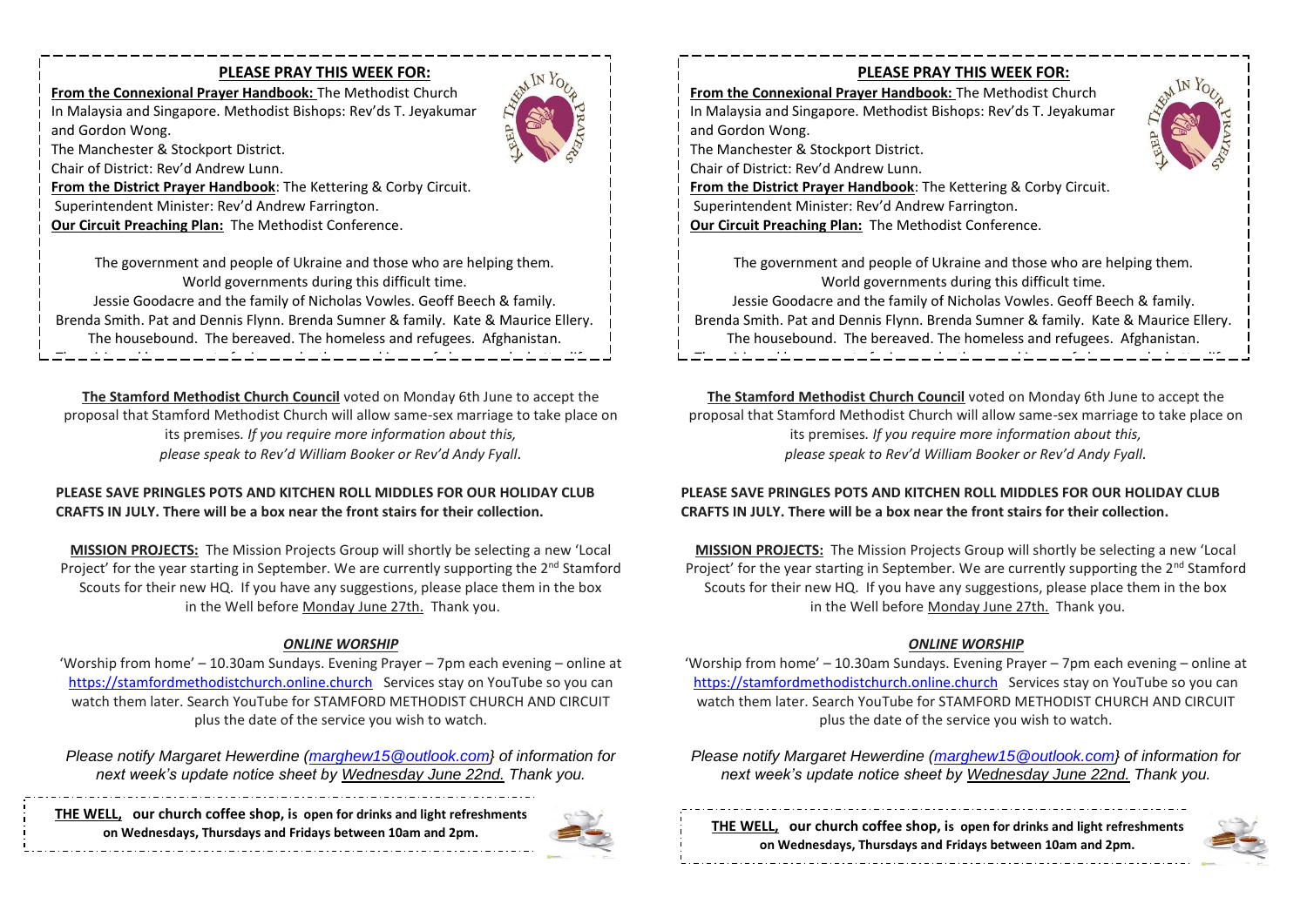## PLEASE PRAY THIS WEEK FOR:

**From the Connexional Prayer Handbook:** The Methodist Church In Malaysia and Singapore. Methodist Bishops: Rev'ds T. Jeyakumar and Gordon Wong.
The Manchester & Stockport District.
Chair of District: Rev'd Andrew Lunn.
**From the District Prayer Handbook**: The Kettering & Corby Circuit.
Superintendent Minister: Rev'd Andrew Farrington.
**Our Circuit Preaching Plan:** The Methodist Conference.

The government and people of Ukraine and those who are helping them.
World governments during this difficult time.
Jessie Goodacre and the family of Nicholas Vowles. Geoff Beech & family.
Brenda Smith. Pat and Dennis Flynn. Brenda Sumner & family. Kate & Maurice Ellery.
The housebound. The bereaved. The homeless and refugees. Afghanistan.

**The Stamford Methodist Church Council** voted on Monday 6th June to accept the proposal that Stamford Methodist Church will allow same-sex marriage to take place on its premises. *If you require more information about this, please speak to Rev'd William Booker or Rev'd Andy Fyall.*

**PLEASE SAVE PRINGLES POTS AND KITCHEN ROLL MIDDLES FOR OUR HOLIDAY CLUB CRAFTS IN JULY. There will be a box near the front stairs for their collection.**

**MISSION PROJECTS:** The Mission Projects Group will shortly be selecting a new 'Local Project' for the year starting in September. We are currently supporting the 2nd Stamford Scouts for their new HQ. If you have any suggestions, please place them in the box in the Well before Monday June 27th. Thank you.

### *ONLINE WORSHIP*

'Worship from home' – 10.30am Sundays. Evening Prayer – 7pm each evening – online at https://stamfordmethodistchurch.online.church Services stay on YouTube so you can watch them later. Search YouTube for STAMFORD METHODIST CHURCH AND CIRCUIT plus the date of the service you wish to watch.

*Please notify Margaret Hewerdine (marghew15@outlook.com} of information for next week's update notice sheet by Wednesday June 22nd. Thank you.*

**THE WELL, our church coffee shop, is open for drinks and light refreshments on Wednesdays, Thursdays and Fridays between 10am and 2pm.**

## PLEASE PRAY THIS WEEK FOR:

**From the Connexional Prayer Handbook:** The Methodist Church In Malaysia and Singapore. Methodist Bishops: Rev'ds T. Jeyakumar and Gordon Wong.
The Manchester & Stockport District.
Chair of District: Rev'd Andrew Lunn.
**From the District Prayer Handbook**: The Kettering & Corby Circuit.
Superintendent Minister: Rev'd Andrew Farrington.
**Our Circuit Preaching Plan:** The Methodist Conference.

The government and people of Ukraine and those who are helping them.
World governments during this difficult time.
Jessie Goodacre and the family of Nicholas Vowles. Geoff Beech & family.
Brenda Smith. Pat and Dennis Flynn. Brenda Sumner & family. Kate & Maurice Ellery.
The housebound. The bereaved. The homeless and refugees. Afghanistan.

**The Stamford Methodist Church Council** voted on Monday 6th June to accept the proposal that Stamford Methodist Church will allow same-sex marriage to take place on its premises. *If you require more information about this, please speak to Rev'd William Booker or Rev'd Andy Fyall.*

**PLEASE SAVE PRINGLES POTS AND KITCHEN ROLL MIDDLES FOR OUR HOLIDAY CLUB CRAFTS IN JULY. There will be a box near the front stairs for their collection.**

**MISSION PROJECTS:** The Mission Projects Group will shortly be selecting a new 'Local Project' for the year starting in September. We are currently supporting the 2nd Stamford Scouts for their new HQ. If you have any suggestions, please place them in the box in the Well before Monday June 27th. Thank you.

### *ONLINE WORSHIP*

'Worship from home' – 10.30am Sundays. Evening Prayer – 7pm each evening – online at https://stamfordmethodistchurch.online.church Services stay on YouTube so you can watch them later. Search YouTube for STAMFORD METHODIST CHURCH AND CIRCUIT plus the date of the service you wish to watch.

*Please notify Margaret Hewerdine (marghew15@outlook.com} of information for next week's update notice sheet by Wednesday June 22nd. Thank you.*

**THE WELL, our church coffee shop, is open for drinks and light refreshments on Wednesdays, Thursdays and Fridays between 10am and 2pm.**